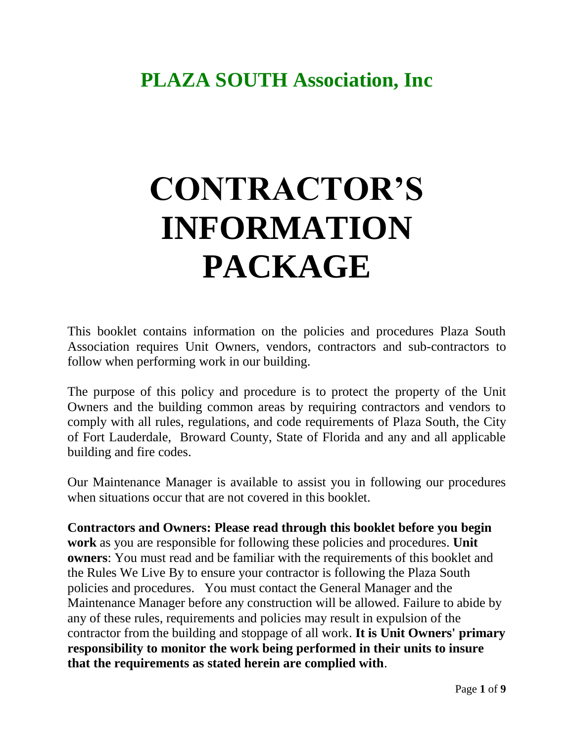## PLAZA SOUTH Association, Inc

# CONTRACTOR'S INFORMATION PACKAGE

This booklet contains information on the policies and procedures Plaza South Association requires Unit Owners, vendors, contractors and sub-contractors to follow when performing work in our building.

The purpose of this policy and procedure is to protect the property of the Unit Owners and the building common areas by requiring contractors and vendors to comply with all rules, regulations, and code requirements of Plaza South, the City of Fort Lauderdale, Broward County, State of Florida and any and all applicable building and fire codes.

Our Maintenance Manager is available to assist you in following our procedures when situations occur that are not covered in this booklet.

**Contractors and Owners: Please read through this booklet before you begin work** as you are responsible for following these policies and procedures. **Unit owners**: You must read and be familiar with the requirements of this booklet and the Rules We Live By to ensure your contractor is following the Plaza South policies and procedures. You must contact the General Manager and the Maintenance Manager before any construction will be allowed. Failure to abide by any of these rules, requirements and policies may result in expulsion of the contractor from the building and stoppage of all work. **It is Unit Owners' primary responsibility to monitor the work being performed in their units to insure that the requirements as stated herein are complied with**.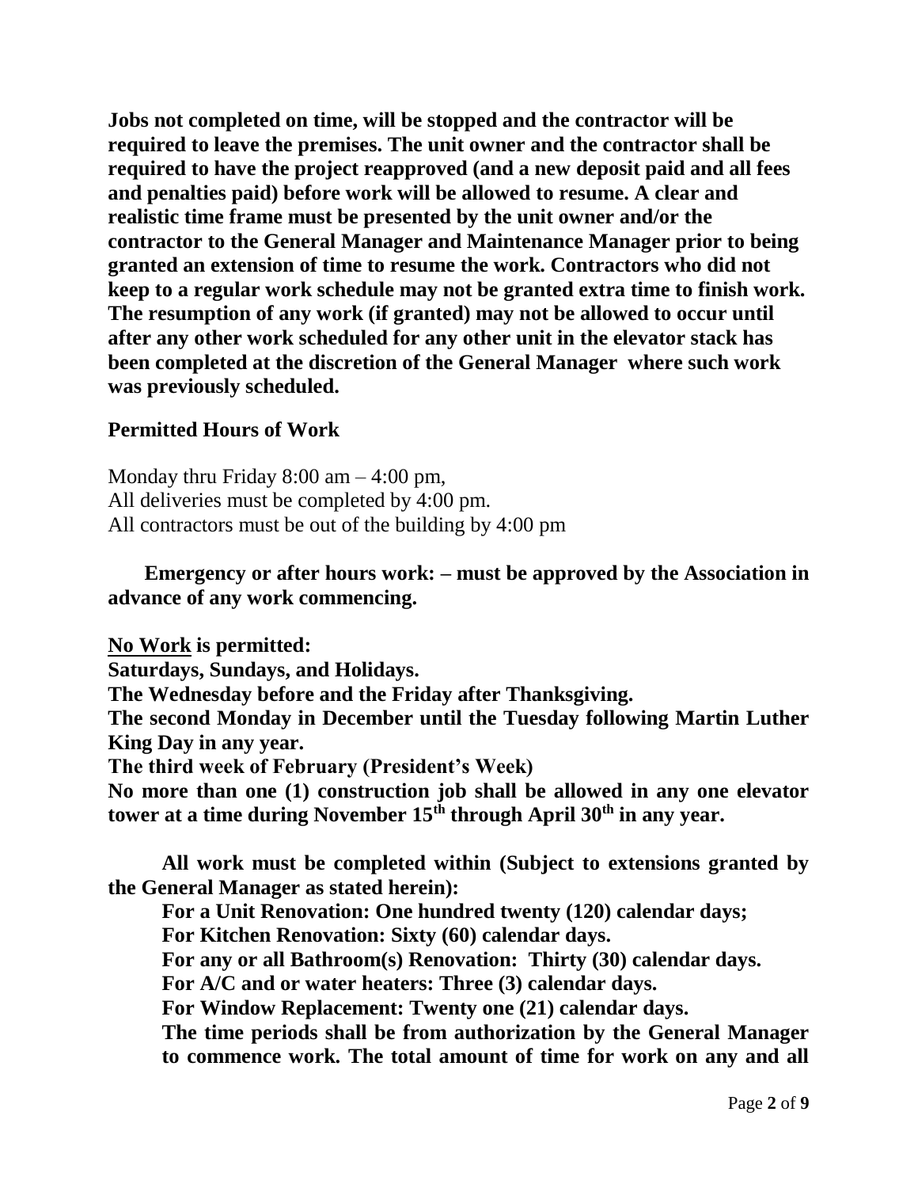**Jobs not completed on time, will be stopped and the contractor will be required to leave the premises. The unit owner and the contractor shall be required to have the project reapproved (and a new deposit paid and all fees and penalties paid) before work will be allowed to resume. A clear and realistic time frame must be presented by the unit owner and/or the contractor to the General Manager and Maintenance Manager prior to being granted an extension of time to resume the work. Contractors who did not keep to a regular work schedule may not be granted extra time to finish work. The resumption of any work (if granted) may not be allowed to occur until after any other work scheduled for any other unit in the elevator stack has been completed at the discretion of the General Manager where such work was previously scheduled.**

**Permitted Hours of Work**

Monday thru Friday 8:00 am – 4:00 pm,
All deliveries must be completed by 4:00 pm.
All contractors must be out of the building by 4:00 pm

**Emergency or after hours work: – must be approved by the Association in advance of any work commencing.**

**<u>No Work</u> is permitted:**
**Saturdays, Sundays, and Holidays.**
**The Wednesday before and the Friday after Thanksgiving.**
**The second Monday in December until the Tuesday following Martin Luther King Day in any year.**
**The third week of February (President's Week)**
**No more than one (1) construction job shall be allowed in any one elevator tower at a time during November 15th through April 30th in any year.**

**All work must be completed within (Subject to extensions granted by the General Manager as stated herein):**

**For a Unit Renovation: One hundred twenty (120) calendar days;**
**For Kitchen Renovation: Sixty (60) calendar days.**
**For any or all Bathroom(s) Renovation: Thirty (30) calendar days.**
**For A/C and or water heaters: Three (3) calendar days.**
**For Window Replacement: Twenty one (21) calendar days.**
**The time periods shall be from authorization by the General Manager to commence work. The total amount of time for work on any and all**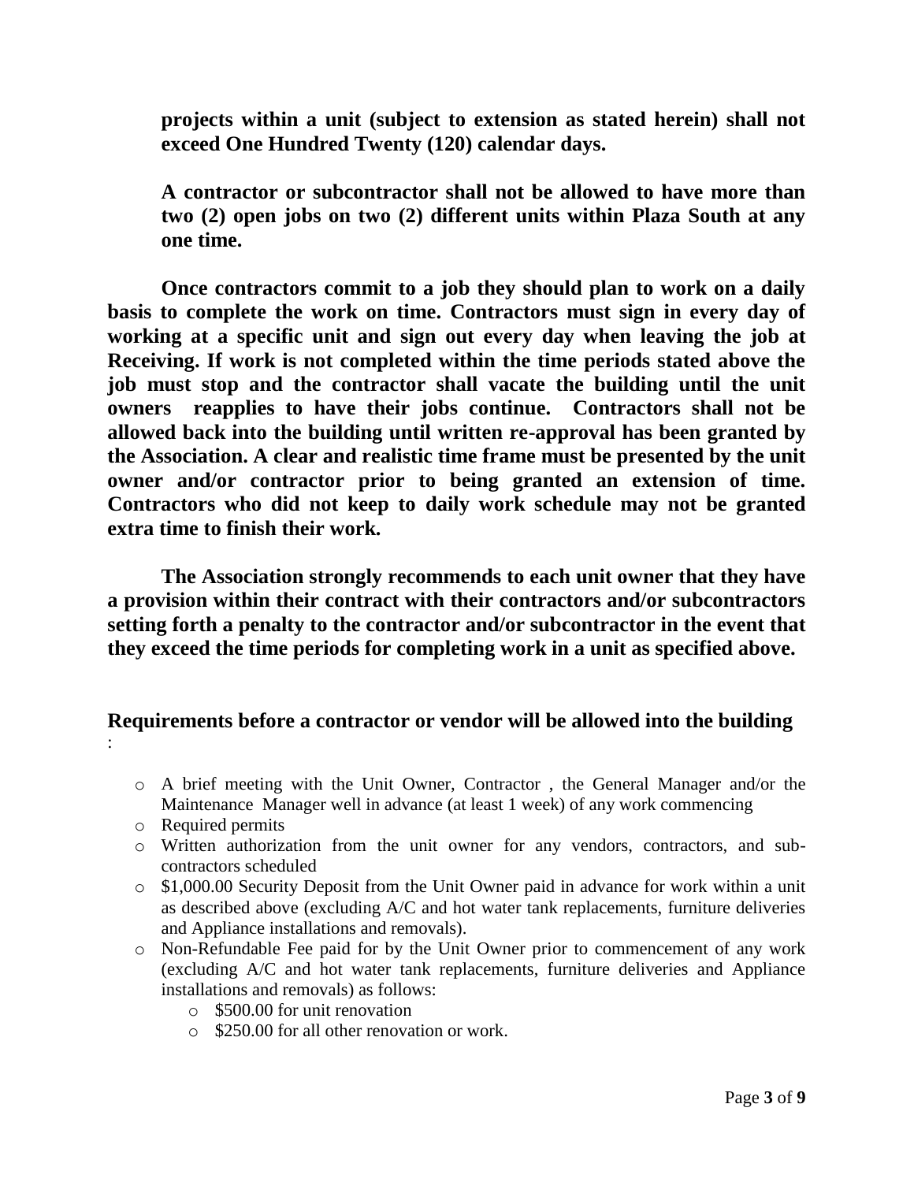**projects within a unit (subject to extension as stated herein) shall not exceed One Hundred Twenty (120) calendar days.**

**A contractor or subcontractor shall not be allowed to have more than two (2) open jobs on two (2) different units within Plaza South at any one time.**

**Once contractors commit to a job they should plan to work on a daily basis to complete the work on time. Contractors must sign in every day of working at a specific unit and sign out every day when leaving the job at Receiving. If work is not completed within the time periods stated above the job must stop and the contractor shall vacate the building until the unit owners reapplies to have their jobs continue. Contractors shall not be allowed back into the building until written re-approval has been granted by the Association. A clear and realistic time frame must be presented by the unit owner and/or contractor prior to being granted an extension of time. Contractors who did not keep to daily work schedule may not be granted extra time to finish their work.**

**The Association strongly recommends to each unit owner that they have a provision within their contract with their contractors and/or subcontractors setting forth a penalty to the contractor and/or subcontractor in the event that they exceed the time periods for completing work in a unit as specified above.**

## Requirements before a contractor or vendor will be allowed into the building
:

- A brief meeting with the Unit Owner, Contractor , the General Manager and/or the Maintenance Manager well in advance (at least 1 week) of any work commencing
- Required permits
- Written authorization from the unit owner for any vendors, contractors, and sub-contractors scheduled
- $1,000.00 Security Deposit from the Unit Owner paid in advance for work within a unit as described above (excluding A/C and hot water tank replacements, furniture deliveries and Appliance installations and removals).
- Non-Refundable Fee paid for by the Unit Owner prior to commencement of any work (excluding A/C and hot water tank replacements, furniture deliveries and Appliance installations and removals) as follows:
  - $500.00 for unit renovation
  - $250.00 for all other renovation or work.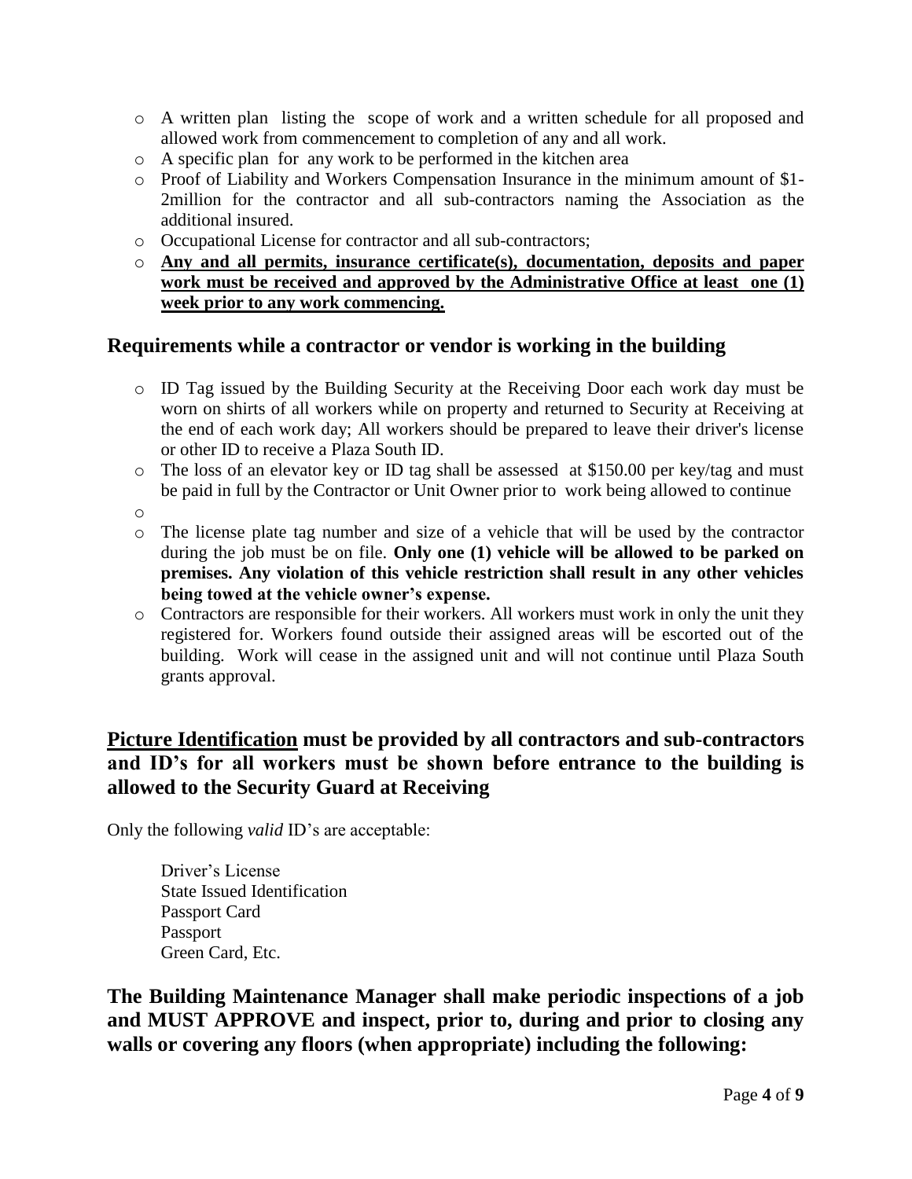- A written plan listing the scope of work and a written schedule for all proposed and allowed work from commencement to completion of any and all work.
- A specific plan for any work to be performed in the kitchen area
- Proof of Liability and Workers Compensation Insurance in the minimum amount of $1-2million for the contractor and all sub-contractors naming the Association as the additional insured.
- Occupational License for contractor and all sub-contractors;
- <u>**Any and all permits, insurance certificate(s), documentation, deposits and paper work must be received and approved by the Administrative Office at least one (1) week prior to any work commencing.**</u>

## Requirements while a contractor or vendor is working in the building

- ID Tag issued by the Building Security at the Receiving Door each work day must be worn on shirts of all workers while on property and returned to Security at Receiving at the end of each work day; All workers should be prepared to leave their driver's license or other ID to receive a Plaza South ID.
- The loss of an elevator key or ID tag shall be assessed at $150.00 per key/tag and must be paid in full by the Contractor or Unit Owner prior to work being allowed to continue
- 
- The license plate tag number and size of a vehicle that will be used by the contractor during the job must be on file. **Only one (1) vehicle will be allowed to be parked on premises. Any violation of this vehicle restriction shall result in any other vehicles being towed at the vehicle owner's expense.**
- Contractors are responsible for their workers. All workers must work in only the unit they registered for. Workers found outside their assigned areas will be escorted out of the building. Work will cease in the assigned unit and will not continue until Plaza South grants approval.

## <u>Picture Identification</u> must be provided by all contractors and sub-contractors and ID's for all workers must be shown before entrance to the building is allowed to the Security Guard at Receiving

Only the following *valid* ID's are acceptable:

Driver's License
State Issued Identification
Passport Card
Passport
Green Card, Etc.

## The Building Maintenance Manager shall make periodic inspections of a job and MUST APPROVE and inspect, prior to, during and prior to closing any walls or covering any floors (when appropriate) including the following: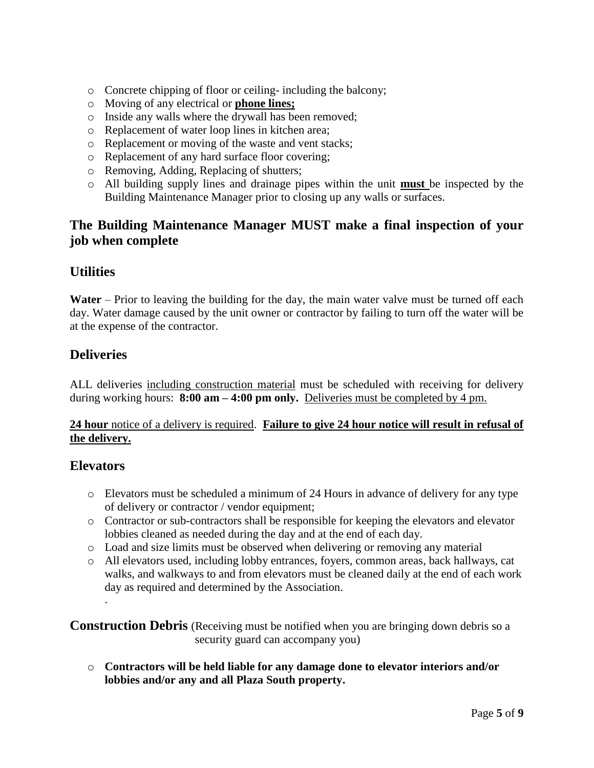- Concrete chipping of floor or ceiling- including the balcony;
- Moving of any electrical or <u>**phone lines;**</u>
- Inside any walls where the drywall has been removed;
- Replacement of water loop lines in kitchen area;
- Replacement or moving of the waste and vent stacks;
- Replacement of any hard surface floor covering;
- Removing, Adding, Replacing of shutters;
- All building supply lines and drainage pipes within the unit <u>**must**</u> be inspected by the Building Maintenance Manager prior to closing up any walls or surfaces.

## The Building Maintenance Manager MUST make a final inspection of your job when complete

## Utilities

**Water** – Prior to leaving the building for the day, the main water valve must be turned off each day. Water damage caused by the unit owner or contractor by failing to turn off the water will be at the expense of the contractor.

## Deliveries

ALL deliveries <u>including construction material</u> must be scheduled with receiving for delivery during working hours: **8:00 am – 4:00 pm only.** <u>Deliveries must be completed by 4 pm.</u>

<u>**24 hour** notice of a delivery is required</u>. <u>**Failure to give 24 hour notice will result in refusal of the delivery.**</u>

## Elevators

- Elevators must be scheduled a minimum of 24 Hours in advance of delivery for any type of delivery or contractor / vendor equipment;
- Contractor or sub-contractors shall be responsible for keeping the elevators and elevator lobbies cleaned as needed during the day and at the end of each day.
- Load and size limits must be observed when delivering or removing any material
- All elevators used, including lobby entrances, foyers, common areas, back hallways, cat walks, and walkways to and from elevators must be cleaned daily at the end of each work day as required and determined by the Association.

## Construction Debris (Receiving must be notified when you are bringing down debris so a security guard can accompany you)

- **Contractors will be held liable for any damage done to elevator interiors and/or lobbies and/or any and all Plaza South property.**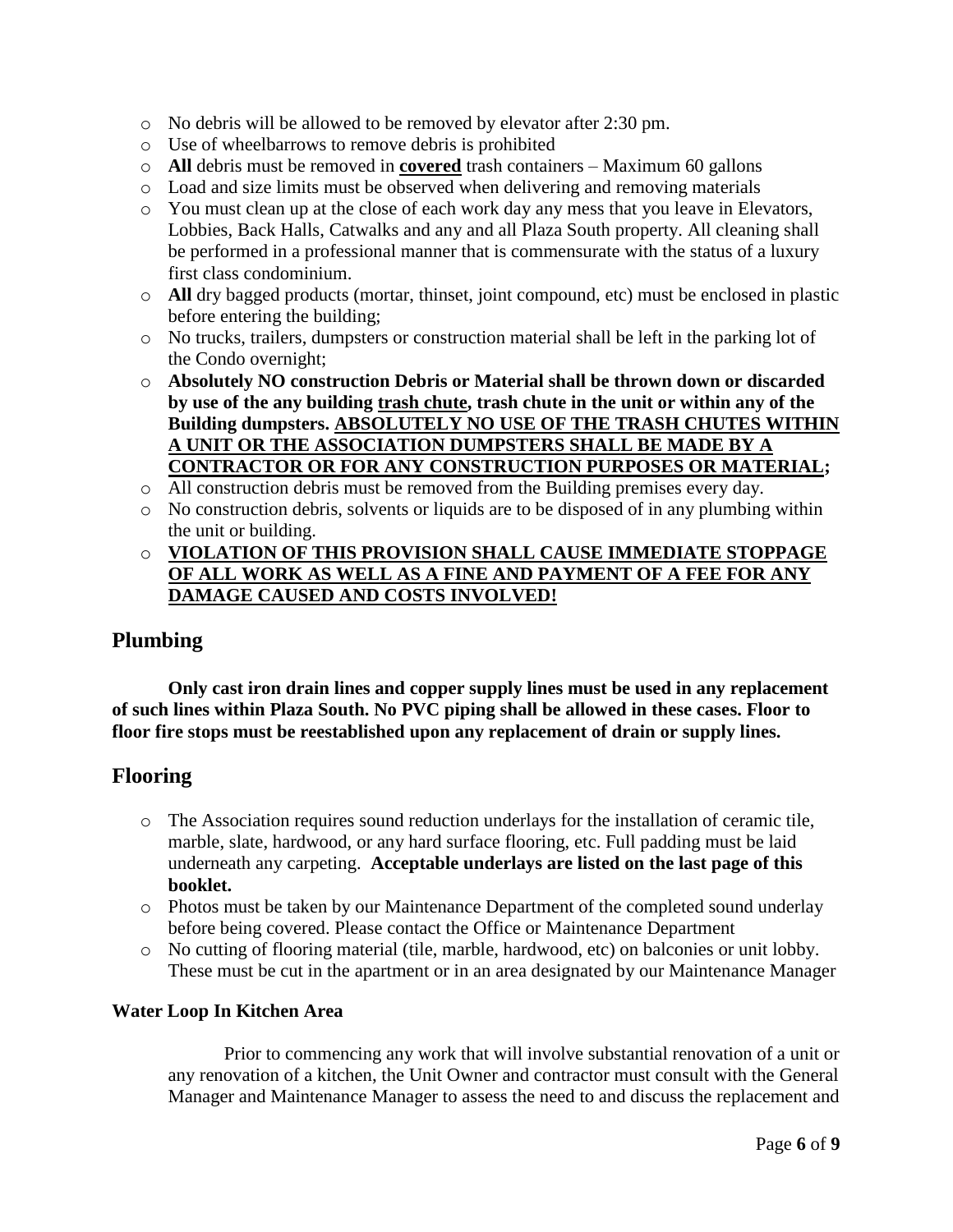- No debris will be allowed to be removed by elevator after 2:30 pm.
- Use of wheelbarrows to remove debris is prohibited
- **All** debris must be removed in **<u>covered</u>** trash containers – Maximum 60 gallons
- Load and size limits must be observed when delivering and removing materials
- You must clean up at the close of each work day any mess that you leave in Elevators, Lobbies, Back Halls, Catwalks and any and all Plaza South property. All cleaning shall be performed in a professional manner that is commensurate with the status of a luxury first class condominium.
- **All** dry bagged products (mortar, thinset, joint compound, etc) must be enclosed in plastic before entering the building;
- No trucks, trailers, dumpsters or construction material shall be left in the parking lot of the Condo overnight;
- **Absolutely NO construction Debris or Material shall be thrown down or discarded by use of the any building <u>trash chute</u>, trash chute in the unit or within any of the Building dumpsters. <u>ABSOLUTELY NO USE OF THE TRASH CHUTES WITHIN A UNIT OR THE ASSOCIATION DUMPSTERS SHALL BE MADE BY A CONTRACTOR OR FOR ANY CONSTRUCTION PURPOSES OR MATERIAL</u>;**
- All construction debris must be removed from the Building premises every day.
- No construction debris, solvents or liquids are to be disposed of in any plumbing within the unit or building.
- **<u>VIOLATION OF THIS PROVISION SHALL CAUSE IMMEDIATE STOPPAGE OF ALL WORK AS WELL AS A FINE AND PAYMENT OF A FEE FOR ANY DAMAGE CAUSED AND COSTS INVOLVED!</u>**

## Plumbing

**Only cast iron drain lines and copper supply lines must be used in any replacement of such lines within Plaza South. No PVC piping shall be allowed in these cases. Floor to floor fire stops must be reestablished upon any replacement of drain or supply lines.**

## Flooring

- The Association requires sound reduction underlays for the installation of ceramic tile, marble, slate, hardwood, or any hard surface flooring, etc. Full padding must be laid underneath any carpeting. **Acceptable underlays are listed on the last page of this booklet.**
- Photos must be taken by our Maintenance Department of the completed sound underlay before being covered. Please contact the Office or Maintenance Department
- No cutting of flooring material (tile, marble, hardwood, etc) on balconies or unit lobby. These must be cut in the apartment or in an area designated by our Maintenance Manager

### Water Loop In Kitchen Area

Prior to commencing any work that will involve substantial renovation of a unit or any renovation of a kitchen, the Unit Owner and contractor must consult with the General Manager and Maintenance Manager to assess the need to and discuss the replacement and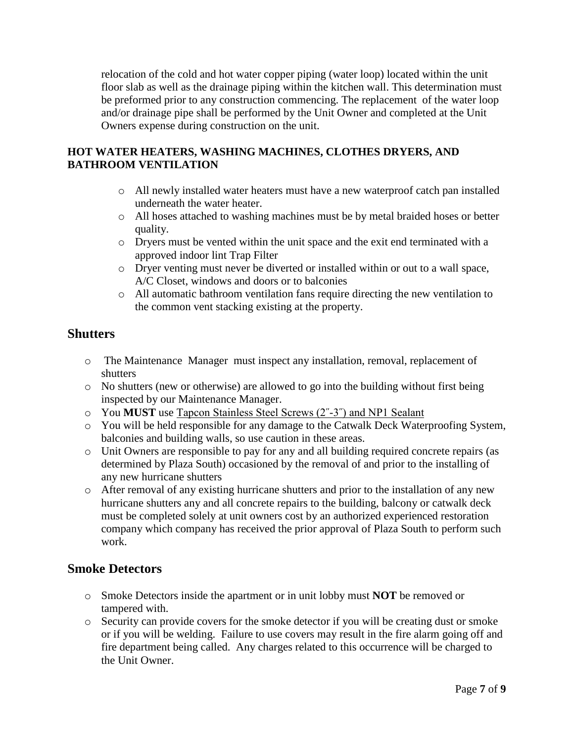relocation of the cold and hot water copper piping (water loop) located within the unit floor slab as well as the drainage piping within the kitchen wall. This determination must be preformed prior to any construction commencing. The replacement of the water loop and/or drainage pipe shall be performed by the Unit Owner and completed at the Unit Owners expense during construction on the unit.

**HOT WATER HEATERS, WASHING MACHINES, CLOTHES DRYERS, AND BATHROOM VENTILATION**

- All newly installed water heaters must have a new waterproof catch pan installed underneath the water heater.
- All hoses attached to washing machines must be by metal braided hoses or better quality.
- Dryers must be vented within the unit space and the exit end terminated with a approved indoor lint Trap Filter
- Dryer venting must never be diverted or installed within or out to a wall space, A/C Closet, windows and doors or to balconies
- All automatic bathroom ventilation fans require directing the new ventilation to the common vent stacking existing at the property.

## Shutters

- The Maintenance Manager must inspect any installation, removal, replacement of shutters
- No shutters (new or otherwise) are allowed to go into the building without first being inspected by our Maintenance Manager.
- You **MUST** use Tapcon Stainless Steel Screws (2″-3″) and NP1 Sealant
- You will be held responsible for any damage to the Catwalk Deck Waterproofing System, balconies and building walls, so use caution in these areas.
- Unit Owners are responsible to pay for any and all building required concrete repairs (as determined by Plaza South) occasioned by the removal of and prior to the installing of any new hurricane shutters
- After removal of any existing hurricane shutters and prior to the installation of any new hurricane shutters any and all concrete repairs to the building, balcony or catwalk deck must be completed solely at unit owners cost by an authorized experienced restoration company which company has received the prior approval of Plaza South to perform such work.

## Smoke Detectors

- Smoke Detectors inside the apartment or in unit lobby must **NOT** be removed or tampered with.
- Security can provide covers for the smoke detector if you will be creating dust or smoke or if you will be welding. Failure to use covers may result in the fire alarm going off and fire department being called. Any charges related to this occurrence will be charged to the Unit Owner.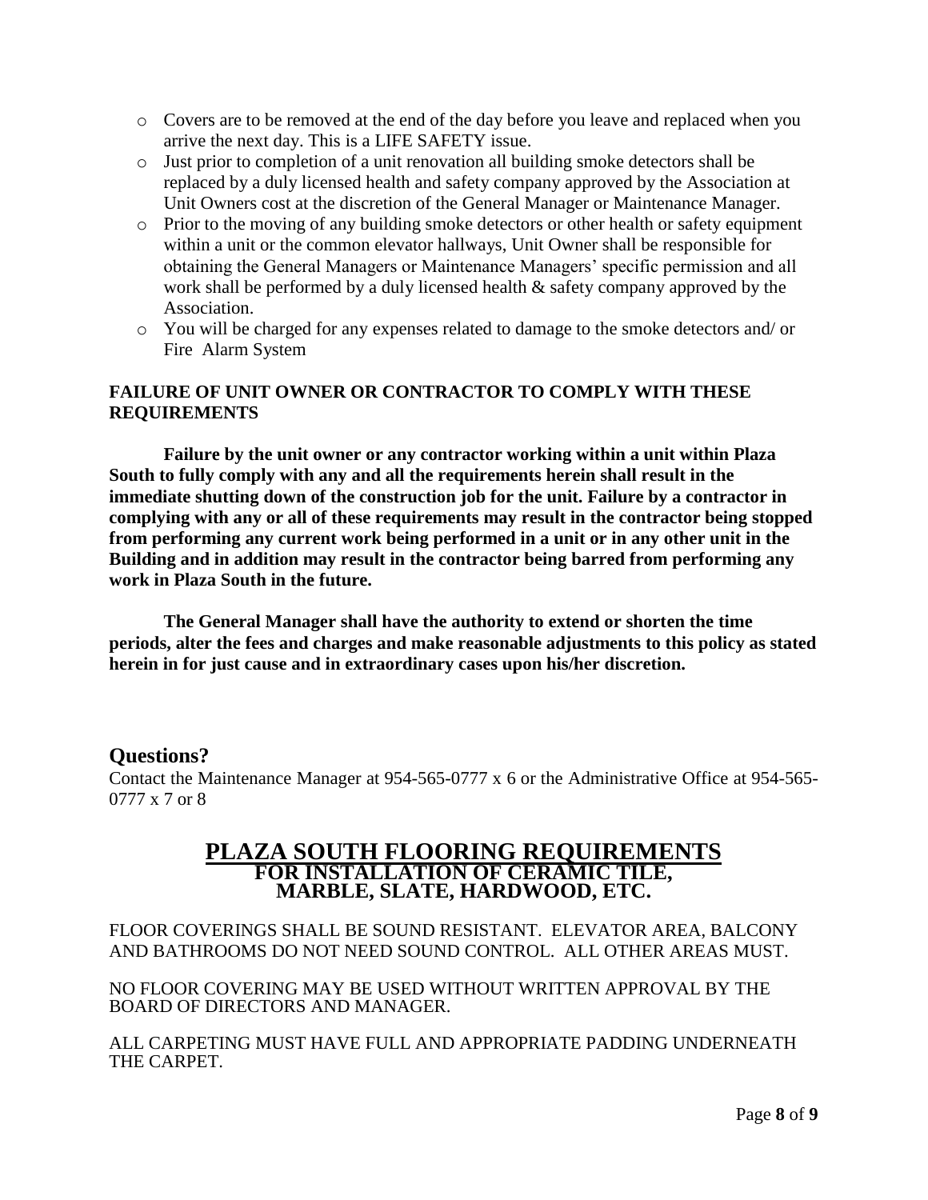- Covers are to be removed at the end of the day before you leave and replaced when you arrive the next day. This is a LIFE SAFETY issue.
- Just prior to completion of a unit renovation all building smoke detectors shall be replaced by a duly licensed health and safety company approved by the Association at Unit Owners cost at the discretion of the General Manager or Maintenance Manager.
- Prior to the moving of any building smoke detectors or other health or safety equipment within a unit or the common elevator hallways, Unit Owner shall be responsible for obtaining the General Managers or Maintenance Managers' specific permission and all work shall be performed by a duly licensed health & safety company approved by the Association.
- You will be charged for any expenses related to damage to the smoke detectors and/ or Fire Alarm System

**FAILURE OF UNIT OWNER OR CONTRACTOR TO COMPLY WITH THESE REQUIREMENTS**

**Failure by the unit owner or any contractor working within a unit within Plaza South to fully comply with any and all the requirements herein shall result in the immediate shutting down of the construction job for the unit. Failure by a contractor in complying with any or all of these requirements may result in the contractor being stopped from performing any current work being performed in a unit or in any other unit in the Building and in addition may result in the contractor being barred from performing any work in Plaza South in the future.**

**The General Manager shall have the authority to extend or shorten the time periods, alter the fees and charges and make reasonable adjustments to this policy as stated herein in for just cause and in extraordinary cases upon his/her discretion.**

## Questions?

Contact the Maintenance Manager at 954-565-0777 x 6 or the Administrative Office at 954-565-0777 x 7 or 8

# PLAZA SOUTH FLOORING REQUIREMENTS
## FOR INSTALLATION OF CERAMIC TILE, MARBLE, SLATE, HARDWOOD, ETC.

FLOOR COVERINGS SHALL BE SOUND RESISTANT. ELEVATOR AREA, BALCONY AND BATHROOMS DO NOT NEED SOUND CONTROL. ALL OTHER AREAS MUST.

NO FLOOR COVERING MAY BE USED WITHOUT WRITTEN APPROVAL BY THE BOARD OF DIRECTORS AND MANAGER.

ALL CARPETING MUST HAVE FULL AND APPROPRIATE PADDING UNDERNEATH THE CARPET.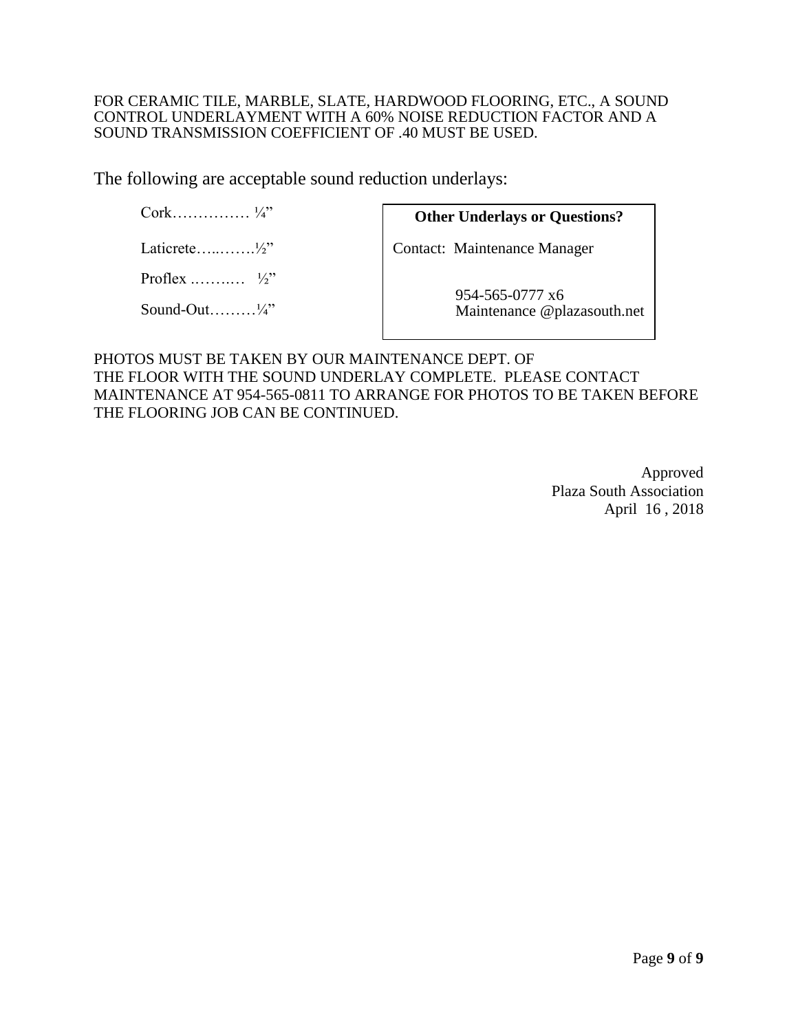FOR CERAMIC TILE, MARBLE, SLATE, HARDWOOD FLOORING, ETC., A SOUND CONTROL UNDERLAYMENT WITH A 60% NOISE REDUCTION FACTOR AND A SOUND TRANSMISSION COEFFICIENT OF .40 MUST BE USED.

The following are acceptable sound reduction underlays:

Cork…………… ¼"

Laticrete…..…….½"

Proflex ..……..· ½"

Sound-Out………¼"

**Other Underlays or Questions?**

Contact: Maintenance Manager

954-565-0777 x6
Maintenance @plazasouth.net

PHOTOS MUST BE TAKEN BY OUR MAINTENANCE DEPT. OF THE FLOOR WITH THE SOUND UNDERLAY COMPLETE. PLEASE CONTACT MAINTENANCE AT 954-565-0811 TO ARRANGE FOR PHOTOS TO BE TAKEN BEFORE THE FLOORING JOB CAN BE CONTINUED.

Approved
Plaza South Association
April 16 , 2018